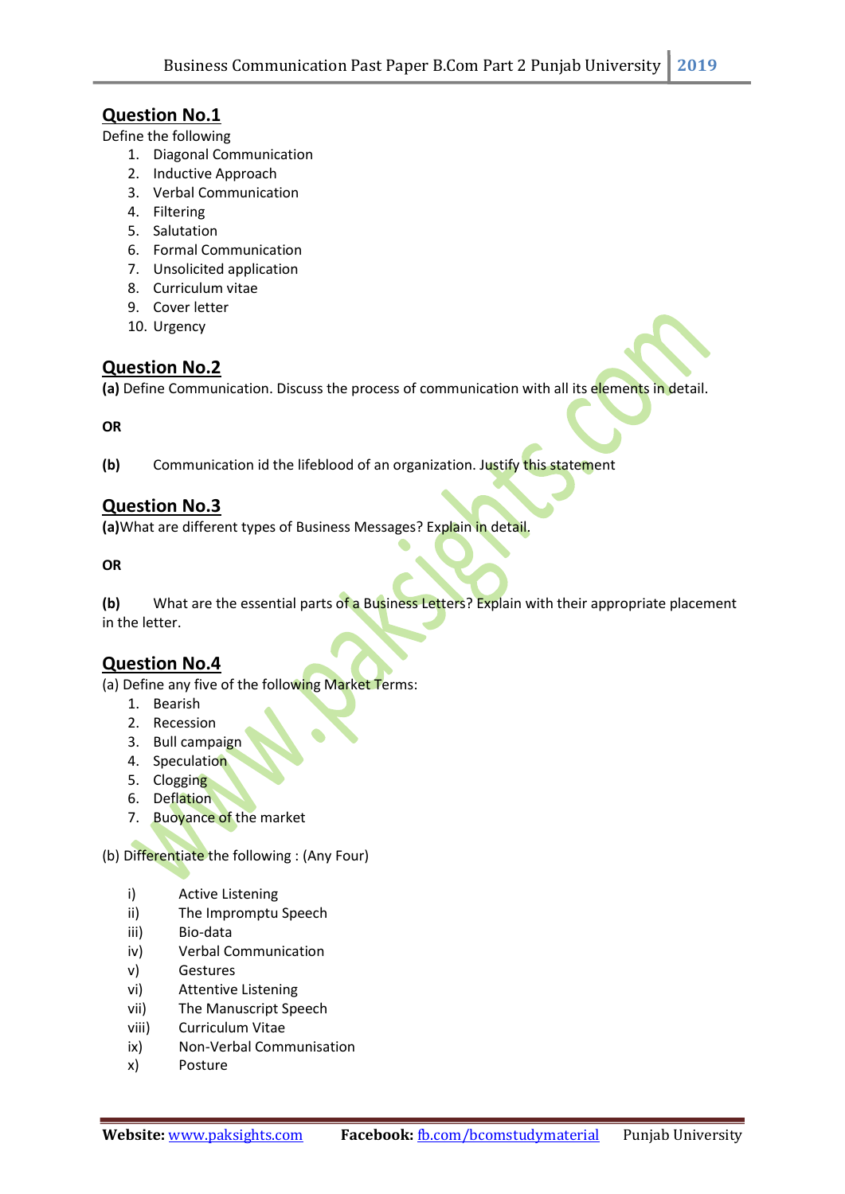## Question No.1

Define the following

1. Diagonal Communication
2. Inductive Approach
3. Verbal Communication
4. Filtering
5. Salutation
6. Formal Communication
7. Unsolicited application
8. Curriculum vitae
9. Cover letter
10. Urgency

## Question No.2

**(a)** Define Communication. Discuss the process of communication with all its elements in detail.

**OR**

**(b)** Communication id the lifeblood of an organization. Justify this statement

## Question No.3

**(a)** What are different types of Business Messages? Explain in detail.

**OR**

**(b)** What are the essential parts of a Business Letters? Explain with their appropriate placement in the letter.

## Question No.4

(a) Define any five of the following Market Terms:

1. Bearish
2. Recession
3. Bull campaign
4. Speculation
5. Clogging
6. Deflation
7. Buoyance of the market

(b) Differentiate the following : (Any Four)

i) Active Listening
ii) The Impromptu Speech
iii) Bio-data
iv) Verbal Communication
v) Gestures
vi) Attentive Listening
vii) The Manuscript Speech
viii) Curriculum Vitae
ix) Non-Verbal Communisation
x) Posture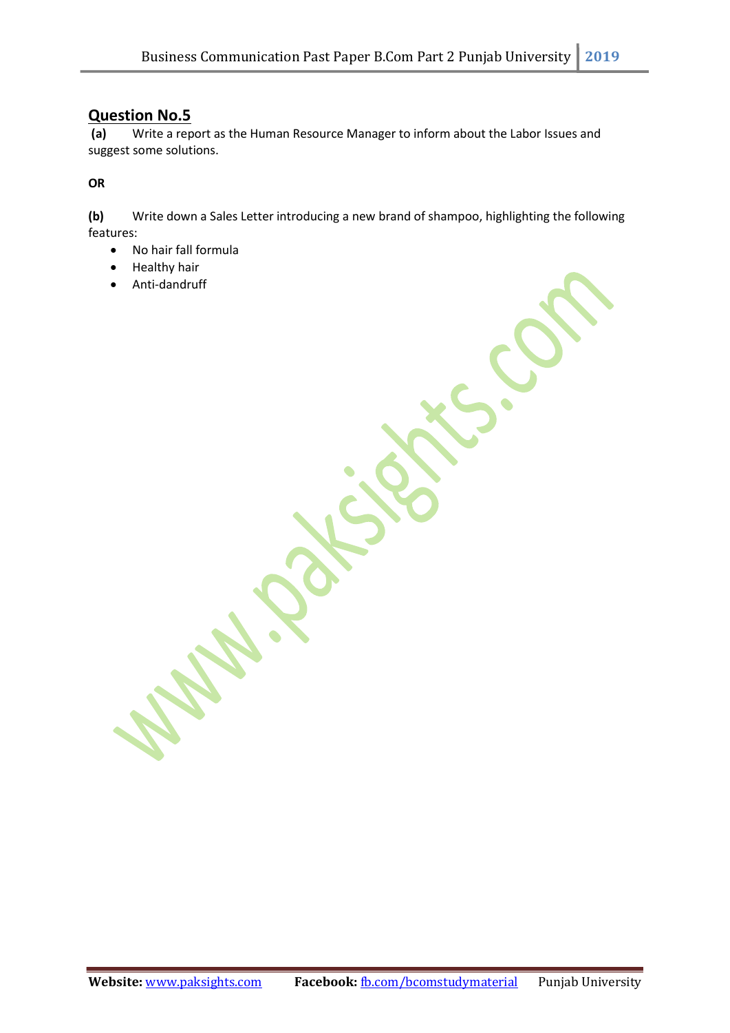## Question No.5

**(a)** Write a report as the Human Resource Manager to inform about the Labor Issues and suggest some solutions.

**OR**

**(b)** Write down a Sales Letter introducing a new brand of shampoo, highlighting the following features:

- No hair fall formula
- Healthy hair
- Anti-dandruff